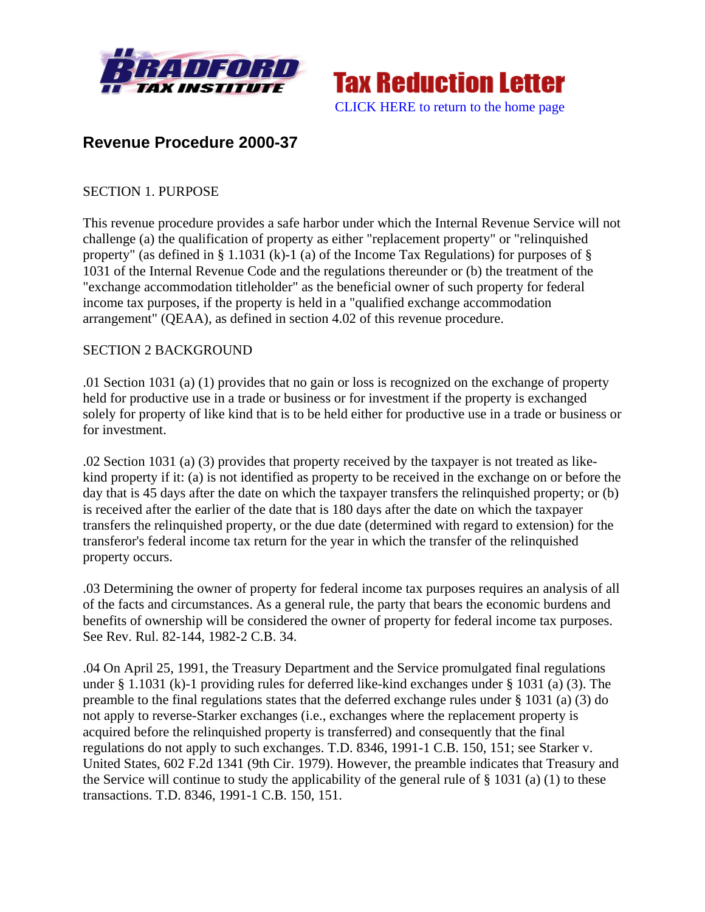Tax Reduction Letter

CLICK HERE to return to the home page

## Revenue Procedure 2000-37

SECTION 1. PURPOSE

This revenue procedure provides a safe harbor under which the Internal Revenue Service will not challenge (a) the qualification of property as either "replacement property" or "relinquished property" (as defined in § 1.1031 (k)-1 (a) of the Income Tax Regulations) for purposes of § 1031 of the Internal Revenue Code and the regulations thereunder or (b) the treatment of the "exchange accommodation titleholder" as the beneficial owner of such property for federal income tax purposes, if the property is held in a "qualified exchange accommodation arrangement" (QEAA), as defined in section 4.02 of this revenue procedure.

SECTION 2 BACKGROUND

.01 Section 1031 (a) (1) provides that no gain or loss is recognized on the exchange of property held for productive use in a trade or business or for investment if the property is exchanged solely for property of like kind that is to be held either for productive use in a trade or business or for investment.

.02 Section 1031 (a) (3) provides that property received by the taxpayer is not treated as like-kind property if it: (a) is not identified as property to be received in the exchange on or before the day that is 45 days after the date on which the taxpayer transfers the relinquished property; or (b) is received after the earlier of the date that is 180 days after the date on which the taxpayer transfers the relinquished property, or the due date (determined with regard to extension) for the transferor's federal income tax return for the year in which the transfer of the relinquished property occurs.

.03 Determining the owner of property for federal income tax purposes requires an analysis of all of the facts and circumstances. As a general rule, the party that bears the economic burdens and benefits of ownership will be considered the owner of property for federal income tax purposes. See Rev. Rul. 82-144, 1982-2 C.B. 34.

.04 On April 25, 1991, the Treasury Department and the Service promulgated final regulations under § 1.1031 (k)-1 providing rules for deferred like-kind exchanges under § 1031 (a) (3). The preamble to the final regulations states that the deferred exchange rules under § 1031 (a) (3) do not apply to reverse-Starker exchanges (i.e., exchanges where the replacement property is acquired before the relinquished property is transferred) and consequently that the final regulations do not apply to such exchanges. T.D. 8346, 1991-1 C.B. 150, 151; see Starker v. United States, 602 F.2d 1341 (9th Cir. 1979). However, the preamble indicates that Treasury and the Service will continue to study the applicability of the general rule of § 1031 (a) (1) to these transactions. T.D. 8346, 1991-1 C.B. 150, 151.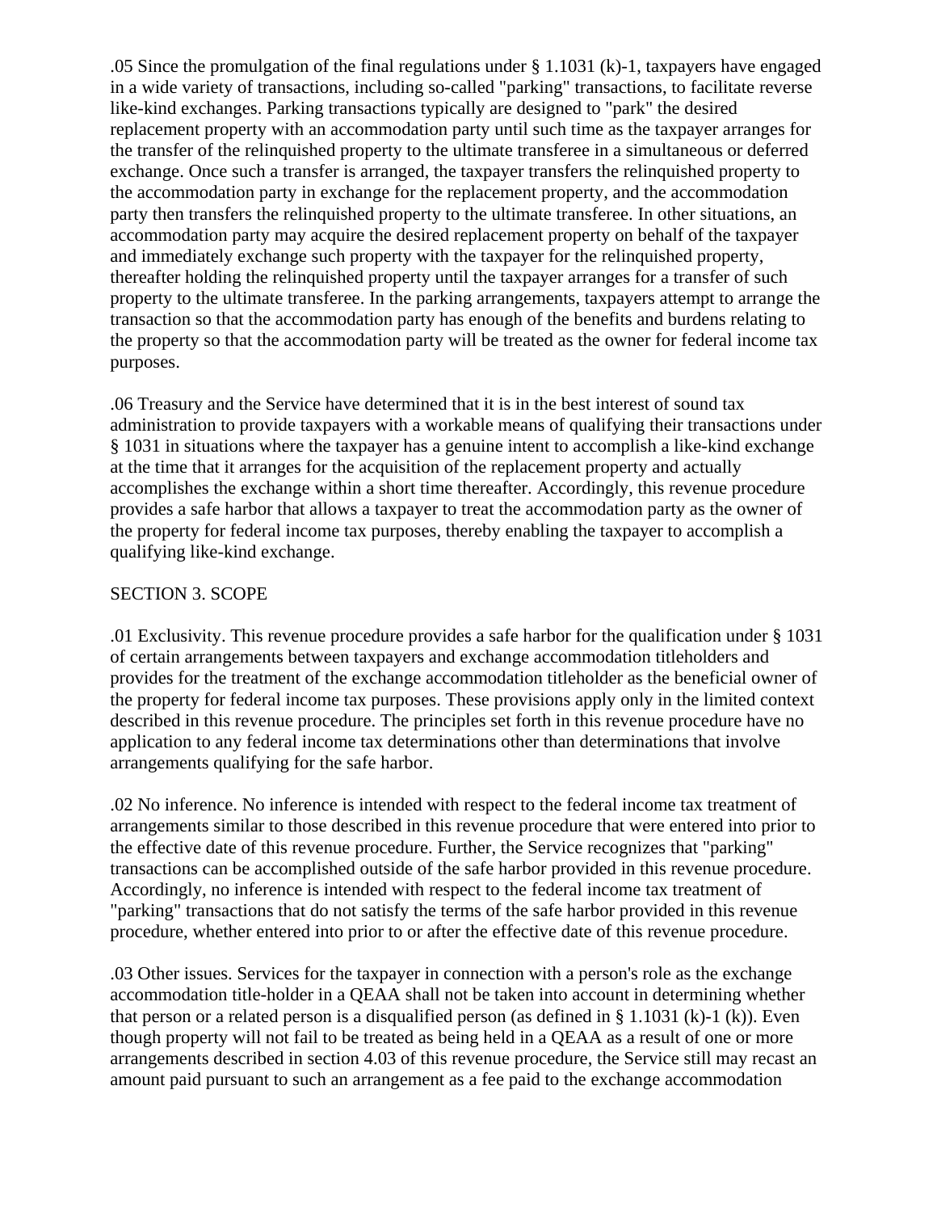.05 Since the promulgation of the final regulations under § 1.1031 (k)-1, taxpayers have engaged in a wide variety of transactions, including so-called "parking" transactions, to facilitate reverse like-kind exchanges. Parking transactions typically are designed to "park" the desired replacement property with an accommodation party until such time as the taxpayer arranges for the transfer of the relinquished property to the ultimate transferee in a simultaneous or deferred exchange. Once such a transfer is arranged, the taxpayer transfers the relinquished property to the accommodation party in exchange for the replacement property, and the accommodation party then transfers the relinquished property to the ultimate transferee. In other situations, an accommodation party may acquire the desired replacement property on behalf of the taxpayer and immediately exchange such property with the taxpayer for the relinquished property, thereafter holding the relinquished property until the taxpayer arranges for a transfer of such property to the ultimate transferee. In the parking arrangements, taxpayers attempt to arrange the transaction so that the accommodation party has enough of the benefits and burdens relating to the property so that the accommodation party will be treated as the owner for federal income tax purposes.

.06 Treasury and the Service have determined that it is in the best interest of sound tax administration to provide taxpayers with a workable means of qualifying their transactions under § 1031 in situations where the taxpayer has a genuine intent to accomplish a like-kind exchange at the time that it arranges for the acquisition of the replacement property and actually accomplishes the exchange within a short time thereafter. Accordingly, this revenue procedure provides a safe harbor that allows a taxpayer to treat the accommodation party as the owner of the property for federal income tax purposes, thereby enabling the taxpayer to accomplish a qualifying like-kind exchange.

## SECTION 3. SCOPE

.01 Exclusivity. This revenue procedure provides a safe harbor for the qualification under § 1031 of certain arrangements between taxpayers and exchange accommodation titleholders and provides for the treatment of the exchange accommodation titleholder as the beneficial owner of the property for federal income tax purposes. These provisions apply only in the limited context described in this revenue procedure. The principles set forth in this revenue procedure have no application to any federal income tax determinations other than determinations that involve arrangements qualifying for the safe harbor.

.02 No inference. No inference is intended with respect to the federal income tax treatment of arrangements similar to those described in this revenue procedure that were entered into prior to the effective date of this revenue procedure. Further, the Service recognizes that "parking" transactions can be accomplished outside of the safe harbor provided in this revenue procedure. Accordingly, no inference is intended with respect to the federal income tax treatment of "parking" transactions that do not satisfy the terms of the safe harbor provided in this revenue procedure, whether entered into prior to or after the effective date of this revenue procedure.

.03 Other issues. Services for the taxpayer in connection with a person's role as the exchange accommodation title-holder in a QEAA shall not be taken into account in determining whether that person or a related person is a disqualified person (as defined in § 1.1031 (k)-1 (k)). Even though property will not fail to be treated as being held in a QEAA as a result of one or more arrangements described in section 4.03 of this revenue procedure, the Service still may recast an amount paid pursuant to such an arrangement as a fee paid to the exchange accommodation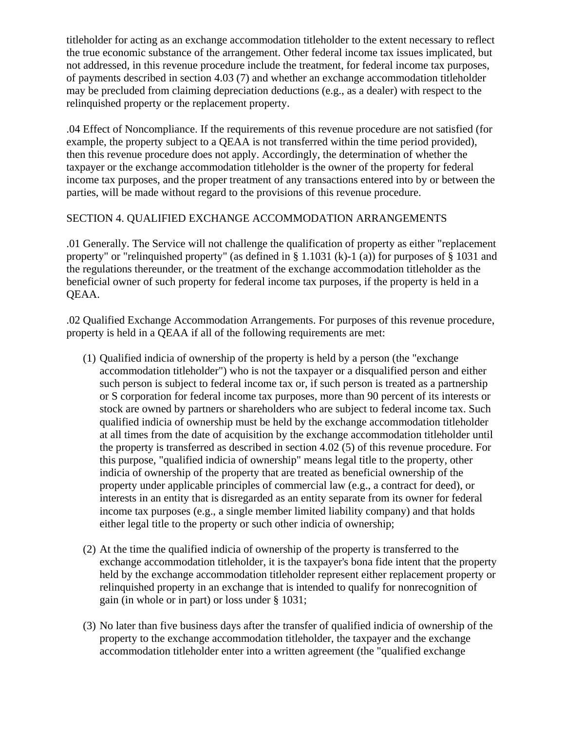titleholder for acting as an exchange accommodation titleholder to the extent necessary to reflect the true economic substance of the arrangement. Other federal income tax issues implicated, but not addressed, in this revenue procedure include the treatment, for federal income tax purposes, of payments described in section 4.03 (7) and whether an exchange accommodation titleholder may be precluded from claiming depreciation deductions (e.g., as a dealer) with respect to the relinquished property or the replacement property.

.04 Effect of Noncompliance. If the requirements of this revenue procedure are not satisfied (for example, the property subject to a QEAA is not transferred within the time period provided), then this revenue procedure does not apply. Accordingly, the determination of whether the taxpayer or the exchange accommodation titleholder is the owner of the property for federal income tax purposes, and the proper treatment of any transactions entered into by or between the parties, will be made without regard to the provisions of this revenue procedure.

## SECTION 4. QUALIFIED EXCHANGE ACCOMMODATION ARRANGEMENTS

.01 Generally. The Service will not challenge the qualification of property as either "replacement property" or "relinquished property" (as defined in § 1.1031 (k)-1 (a)) for purposes of § 1031 and the regulations thereunder, or the treatment of the exchange accommodation titleholder as the beneficial owner of such property for federal income tax purposes, if the property is held in a QEAA.

.02 Qualified Exchange Accommodation Arrangements. For purposes of this revenue procedure, property is held in a QEAA if all of the following requirements are met:

(1) Qualified indicia of ownership of the property is held by a person (the "exchange accommodation titleholder") who is not the taxpayer or a disqualified person and either such person is subject to federal income tax or, if such person is treated as a partnership or S corporation for federal income tax purposes, more than 90 percent of its interests or stock are owned by partners or shareholders who are subject to federal income tax. Such qualified indicia of ownership must be held by the exchange accommodation titleholder at all times from the date of acquisition by the exchange accommodation titleholder until the property is transferred as described in section 4.02 (5) of this revenue procedure. For this purpose, "qualified indicia of ownership" means legal title to the property, other indicia of ownership of the property that are treated as beneficial ownership of the property under applicable principles of commercial law (e.g., a contract for deed), or interests in an entity that is disregarded as an entity separate from its owner for federal income tax purposes (e.g., a single member limited liability company) and that holds either legal title to the property or such other indicia of ownership;

(2) At the time the qualified indicia of ownership of the property is transferred to the exchange accommodation titleholder, it is the taxpayer's bona fide intent that the property held by the exchange accommodation titleholder represent either replacement property or relinquished property in an exchange that is intended to qualify for nonrecognition of gain (in whole or in part) or loss under § 1031;

(3) No later than five business days after the transfer of qualified indicia of ownership of the property to the exchange accommodation titleholder, the taxpayer and the exchange accommodation titleholder enter into a written agreement (the "qualified exchange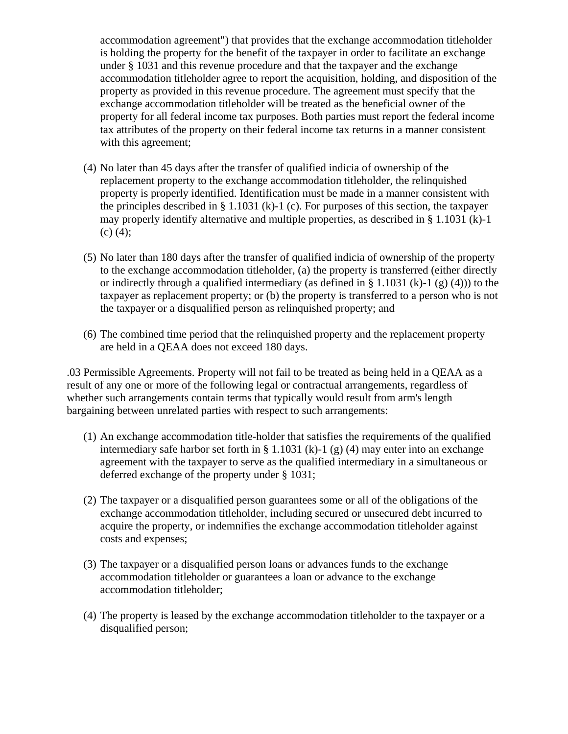accommodation agreement") that provides that the exchange accommodation titleholder is holding the property for the benefit of the taxpayer in order to facilitate an exchange under § 1031 and this revenue procedure and that the taxpayer and the exchange accommodation titleholder agree to report the acquisition, holding, and disposition of the property as provided in this revenue procedure. The agreement must specify that the exchange accommodation titleholder will be treated as the beneficial owner of the property for all federal income tax purposes. Both parties must report the federal income tax attributes of the property on their federal income tax returns in a manner consistent with this agreement;

(4) No later than 45 days after the transfer of qualified indicia of ownership of the replacement property to the exchange accommodation titleholder, the relinquished property is properly identified. Identification must be made in a manner consistent with the principles described in § 1.1031 (k)-1 (c). For purposes of this section, the taxpayer may properly identify alternative and multiple properties, as described in § 1.1031 (k)-1 (c) (4);

(5) No later than 180 days after the transfer of qualified indicia of ownership of the property to the exchange accommodation titleholder, (a) the property is transferred (either directly or indirectly through a qualified intermediary (as defined in § 1.1031 (k)-1 (g) (4))) to the taxpayer as replacement property; or (b) the property is transferred to a person who is not the taxpayer or a disqualified person as relinquished property; and

(6) The combined time period that the relinquished property and the replacement property are held in a QEAA does not exceed 180 days.

.03 Permissible Agreements. Property will not fail to be treated as being held in a QEAA as a result of any one or more of the following legal or contractual arrangements, regardless of whether such arrangements contain terms that typically would result from arm's length bargaining between unrelated parties with respect to such arrangements:

(1) An exchange accommodation title-holder that satisfies the requirements of the qualified intermediary safe harbor set forth in § 1.1031 (k)-1 (g) (4) may enter into an exchange agreement with the taxpayer to serve as the qualified intermediary in a simultaneous or deferred exchange of the property under § 1031;

(2) The taxpayer or a disqualified person guarantees some or all of the obligations of the exchange accommodation titleholder, including secured or unsecured debt incurred to acquire the property, or indemnifies the exchange accommodation titleholder against costs and expenses;

(3) The taxpayer or a disqualified person loans or advances funds to the exchange accommodation titleholder or guarantees a loan or advance to the exchange accommodation titleholder;

(4) The property is leased by the exchange accommodation titleholder to the taxpayer or a disqualified person;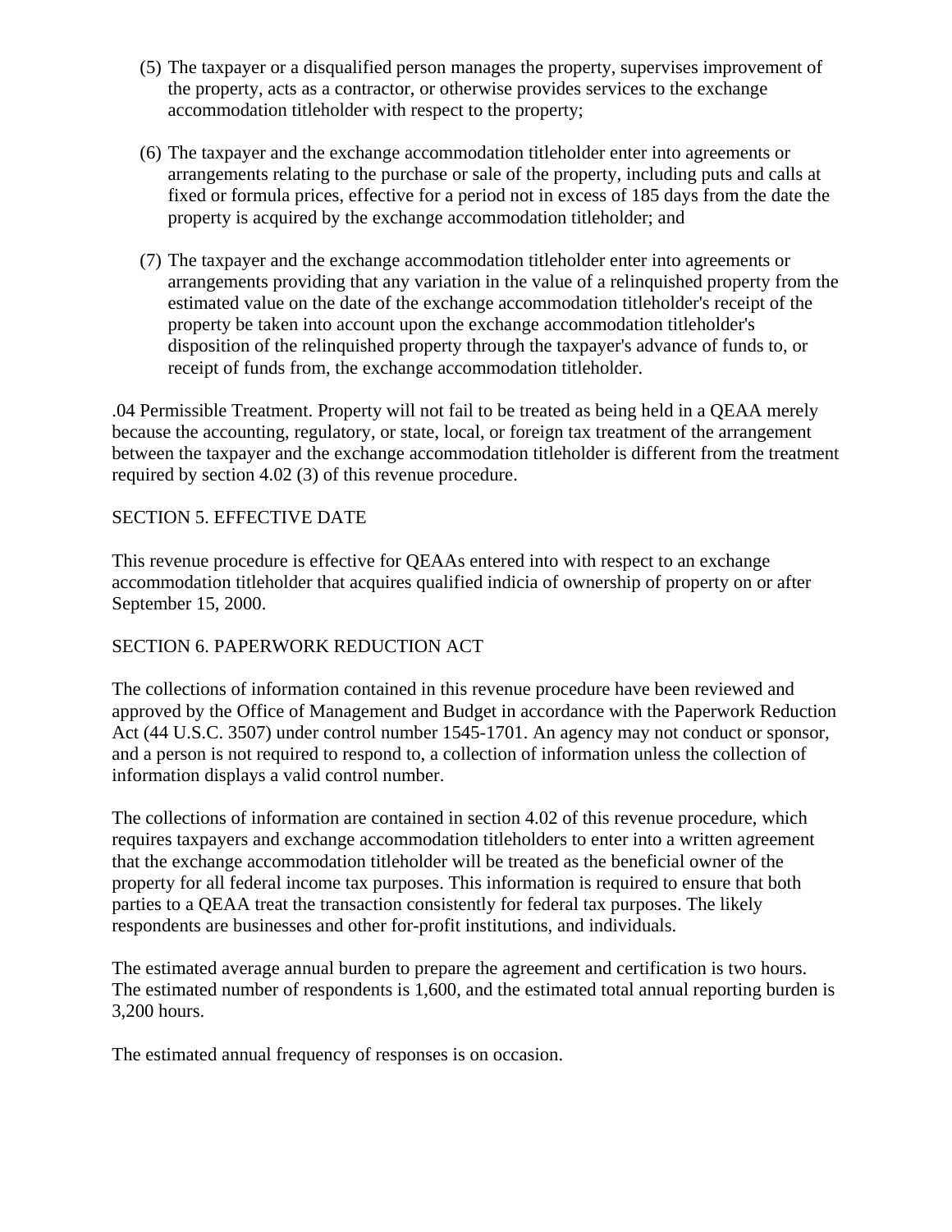(5) The taxpayer or a disqualified person manages the property, supervises improvement of the property, acts as a contractor, or otherwise provides services to the exchange accommodation titleholder with respect to the property;

(6) The taxpayer and the exchange accommodation titleholder enter into agreements or arrangements relating to the purchase or sale of the property, including puts and calls at fixed or formula prices, effective for a period not in excess of 185 days from the date the property is acquired by the exchange accommodation titleholder; and

(7) The taxpayer and the exchange accommodation titleholder enter into agreements or arrangements providing that any variation in the value of a relinquished property from the estimated value on the date of the exchange accommodation titleholder's receipt of the property be taken into account upon the exchange accommodation titleholder's disposition of the relinquished property through the taxpayer's advance of funds to, or receipt of funds from, the exchange accommodation titleholder.

.04 Permissible Treatment. Property will not fail to be treated as being held in a QEAA merely because the accounting, regulatory, or state, local, or foreign tax treatment of the arrangement between the taxpayer and the exchange accommodation titleholder is different from the treatment required by section 4.02 (3) of this revenue procedure.

## SECTION 5. EFFECTIVE DATE

This revenue procedure is effective for QEAAs entered into with respect to an exchange accommodation titleholder that acquires qualified indicia of ownership of property on or after September 15, 2000.

## SECTION 6. PAPERWORK REDUCTION ACT

The collections of information contained in this revenue procedure have been reviewed and approved by the Office of Management and Budget in accordance with the Paperwork Reduction Act (44 U.S.C. 3507) under control number 1545-1701. An agency may not conduct or sponsor, and a person is not required to respond to, a collection of information unless the collection of information displays a valid control number.

The collections of information are contained in section 4.02 of this revenue procedure, which requires taxpayers and exchange accommodation titleholders to enter into a written agreement that the exchange accommodation titleholder will be treated as the beneficial owner of the property for all federal income tax purposes. This information is required to ensure that both parties to a QEAA treat the transaction consistently for federal tax purposes. The likely respondents are businesses and other for-profit institutions, and individuals.

The estimated average annual burden to prepare the agreement and certification is two hours. The estimated number of respondents is 1,600, and the estimated total annual reporting burden is 3,200 hours.

The estimated annual frequency of responses is on occasion.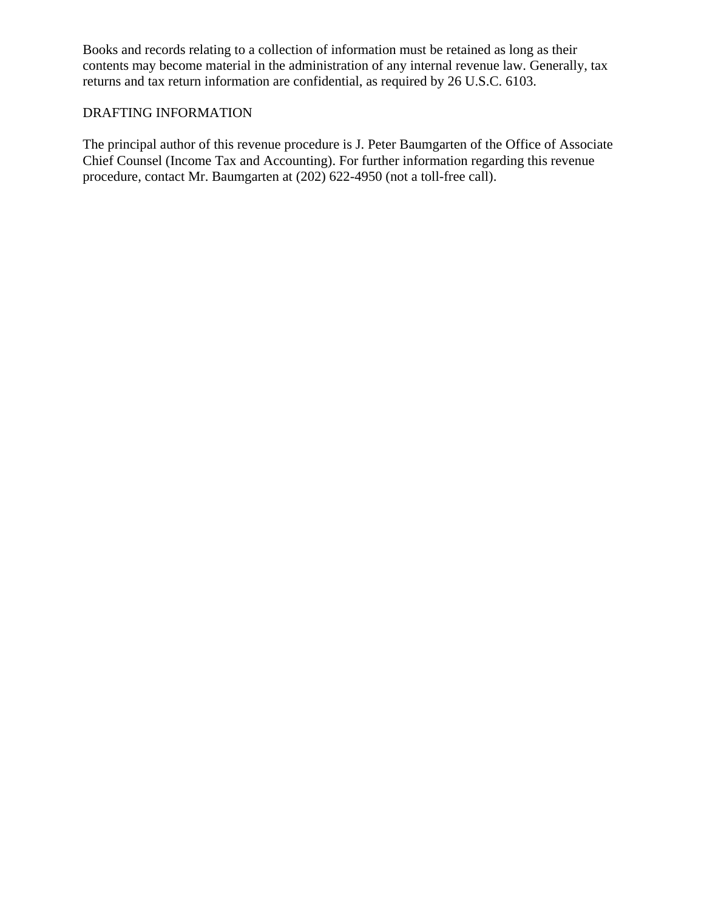Books and records relating to a collection of information must be retained as long as their contents may become material in the administration of any internal revenue law. Generally, tax returns and tax return information are confidential, as required by 26 U.S.C. 6103.

## DRAFTING INFORMATION

The principal author of this revenue procedure is J. Peter Baumgarten of the Office of Associate Chief Counsel (Income Tax and Accounting). For further information regarding this revenue procedure, contact Mr. Baumgarten at (202) 622-4950 (not a toll-free call).